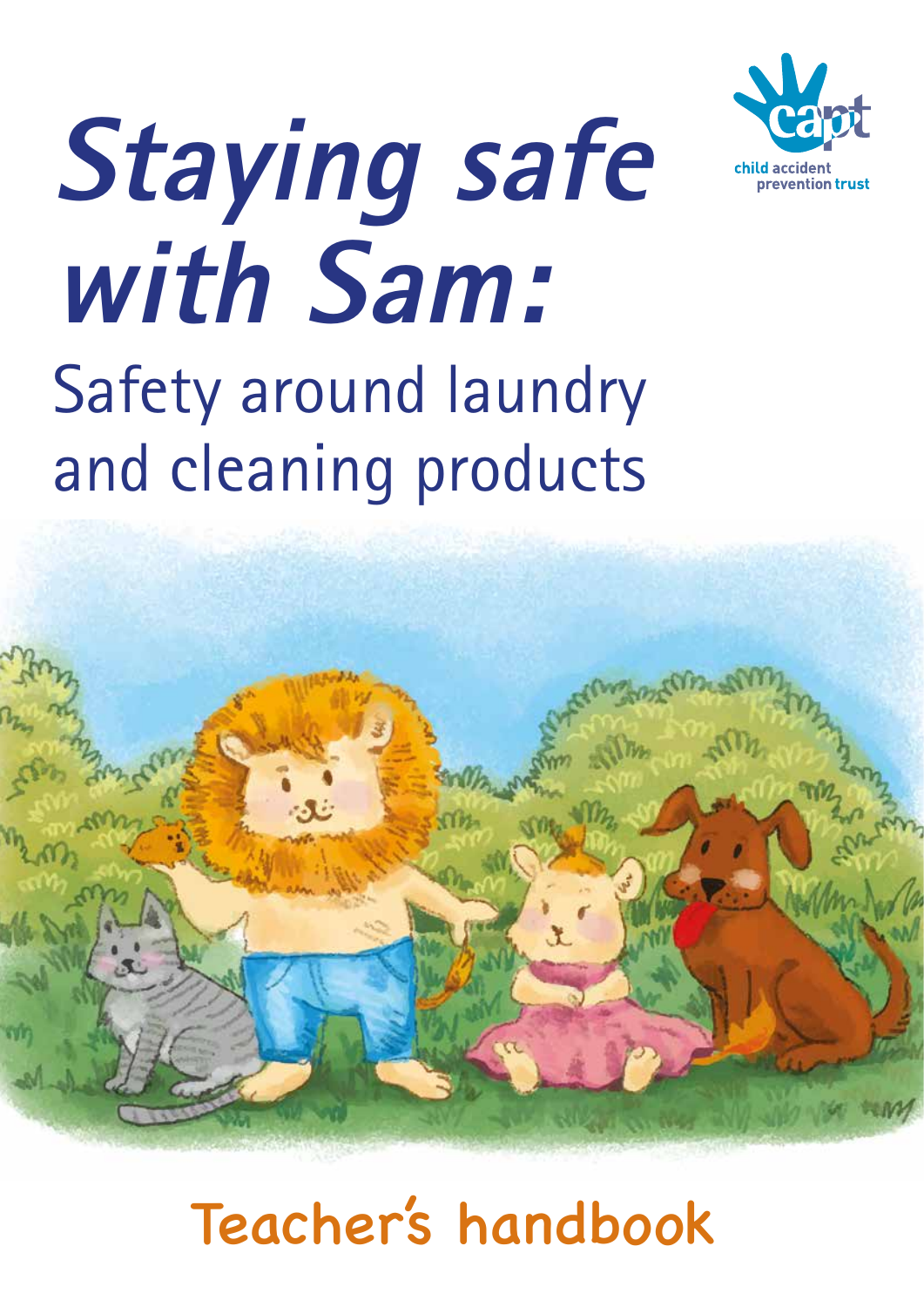# *Staying safe with Sam:*

## Safety around laundry and cleaning products

child accident prevention trust

Teacher's handbook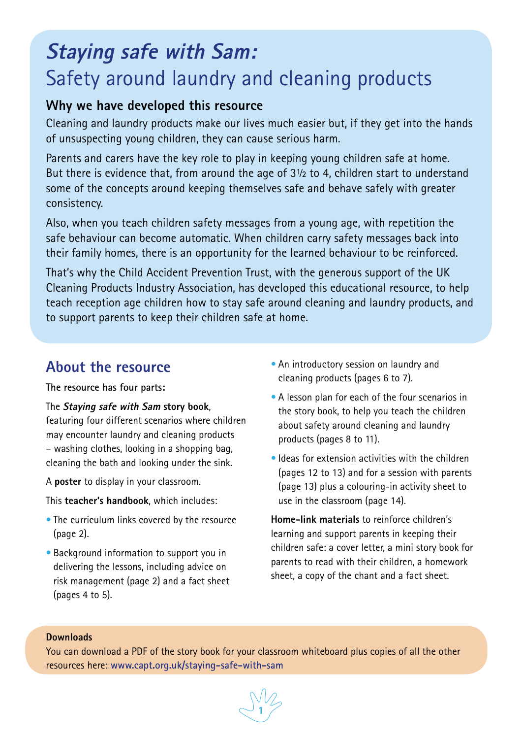# *Staying safe with Sam:* Safety around laundry and cleaning products

## Why we have developed this resource

Cleaning and laundry products make our lives much easier but, if they get into the hands of unsuspecting young children, they can cause serious harm.

Parents and carers have the key role to play in keeping young children safe at home. But there is evidence that, from around the age of 3½ to 4, children start to understand some of the concepts around keeping themselves safe and behave safely with greater consistency.

Also, when you teach children safety messages from a young age, with repetition the safe behaviour can become automatic. When children carry safety messages back into their family homes, there is an opportunity for the learned behaviour to be reinforced.

That's why the Child Accident Prevention Trust, with the generous support of the UK Cleaning Products Industry Association, has developed this educational resource, to help teach reception age children how to stay safe around cleaning and laundry products, and to support parents to keep their children safe at home.

## About the resource

**The resource has four parts:**

The ***Staying safe with Sam*** **story book**, featuring four different scenarios where children may encounter laundry and cleaning products – washing clothes, looking in a shopping bag, cleaning the bath and looking under the sink.

A **poster** to display in your classroom.

This **teacher's handbook**, which includes:

- The curriculum links covered by the resource (page 2).
- Background information to support you in delivering the lessons, including advice on risk management (page 2) and a fact sheet (pages 4 to 5).
- An introductory session on laundry and cleaning products (pages 6 to 7).
- A lesson plan for each of the four scenarios in the story book, to help you teach the children about safety around cleaning and laundry products (pages 8 to 11).
- Ideas for extension activities with the children (pages 12 to 13) and for a session with parents (page 13) plus a colouring-in activity sheet to use in the classroom (page 14).

**Home-link materials** to reinforce children's learning and support parents in keeping their children safe: a cover letter, a mini story book for parents to read with their children, a homework sheet, a copy of the chant and a fact sheet.

**Downloads**

You can download a PDF of the story book for your classroom whiteboard plus copies of all the other resources here: www.capt.org.uk/staying-safe-with-sam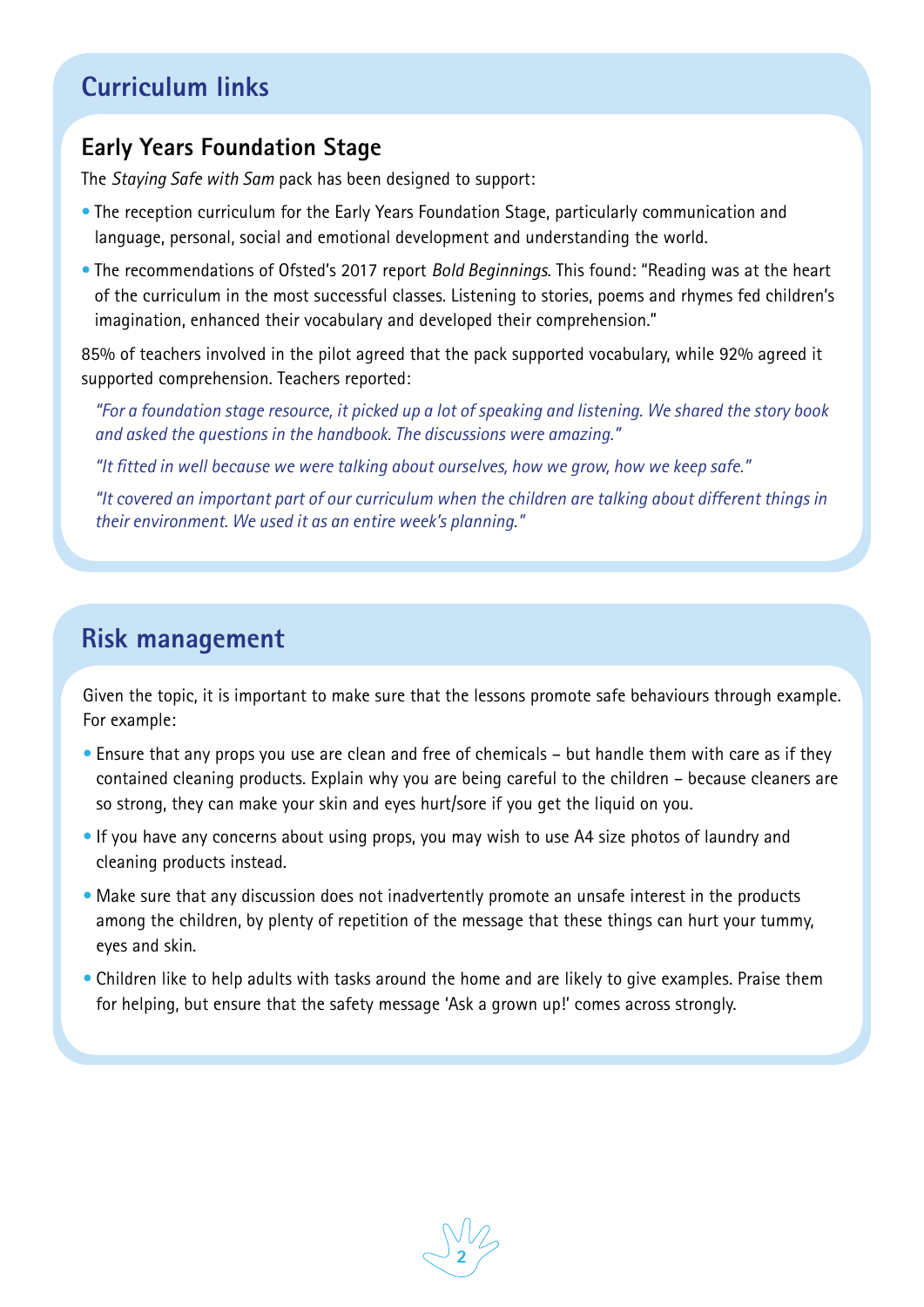## Curriculum links

### Early Years Foundation Stage

The *Staying Safe with Sam* pack has been designed to support:

- The reception curriculum for the Early Years Foundation Stage, particularly communication and language, personal, social and emotional development and understanding the world.
- The recommendations of Ofsted's 2017 report *Bold Beginnings*. This found: "Reading was at the heart of the curriculum in the most successful classes. Listening to stories, poems and rhymes fed children's imagination, enhanced their vocabulary and developed their comprehension."

85% of teachers involved in the pilot agreed that the pack supported vocabulary, while 92% agreed it supported comprehension. Teachers reported:

*"For a foundation stage resource, it picked up a lot of speaking and listening. We shared the story book and asked the questions in the handbook. The discussions were amazing."*

*"It fitted in well because we were talking about ourselves, how we grow, how we keep safe."*

*"It covered an important part of our curriculum when the children are talking about different things in their environment. We used it as an entire week's planning."*

## Risk management

Given the topic, it is important to make sure that the lessons promote safe behaviours through example. For example:

- Ensure that any props you use are clean and free of chemicals – but handle them with care as if they contained cleaning products. Explain why you are being careful to the children – because cleaners are so strong, they can make your skin and eyes hurt/sore if you get the liquid on you.
- If you have any concerns about using props, you may wish to use A4 size photos of laundry and cleaning products instead.
- Make sure that any discussion does not inadvertently promote an unsafe interest in the products among the children, by plenty of repetition of the message that these things can hurt your tummy, eyes and skin.
- Children like to help adults with tasks around the home and are likely to give examples. Praise them for helping, but ensure that the safety message 'Ask a grown up!' comes across strongly.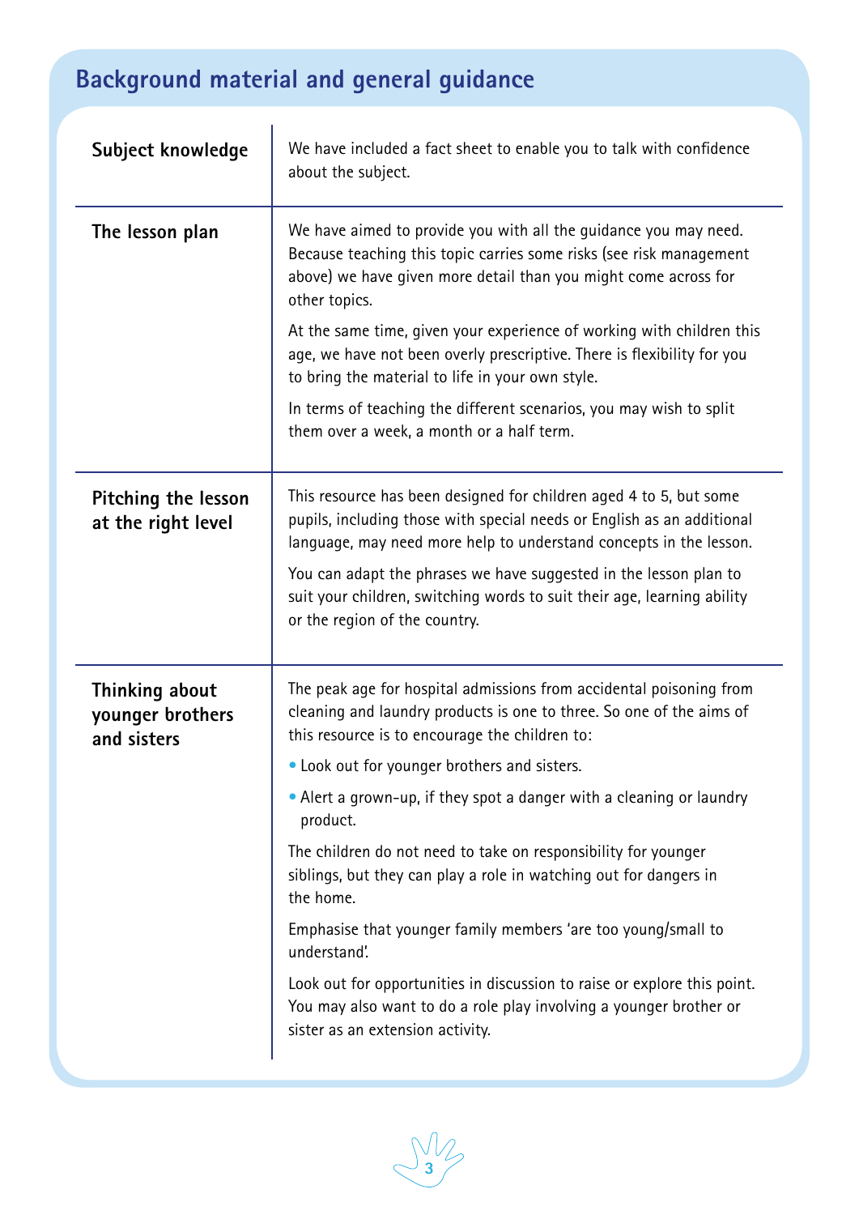## Background material and general guidance

| | |
|---|---|
| **Subject knowledge** | We have included a fact sheet to enable you to talk with confidence about the subject. |
| **The lesson plan** | We have aimed to provide you with all the guidance you may need. Because teaching this topic carries some risks (see risk management above) we have given more detail than you might come across for other topics.<br><br>At the same time, given your experience of working with children this age, we have not been overly prescriptive. There is flexibility for you to bring the material to life in your own style.<br><br>In terms of teaching the different scenarios, you may wish to split them over a week, a month or a half term. |
| **Pitching the lesson at the right level** | This resource has been designed for children aged 4 to 5, but some pupils, including those with special needs or English as an additional language, may need more help to understand concepts in the lesson.<br><br>You can adapt the phrases we have suggested in the lesson plan to suit your children, switching words to suit their age, learning ability or the region of the country. |
| **Thinking about younger brothers and sisters** | The peak age for hospital admissions from accidental poisoning from cleaning and laundry products is one to three. So one of the aims of this resource is to encourage the children to:<br><br>• Look out for younger brothers and sisters.<br><br>• Alert a grown-up, if they spot a danger with a cleaning or laundry product.<br><br>The children do not need to take on responsibility for younger siblings, but they can play a role in watching out for dangers in the home.<br><br>Emphasise that younger family members 'are too young/small to understand'.<br><br>Look out for opportunities in discussion to raise or explore this point. You may also want to do a role play involving a younger brother or sister as an extension activity. |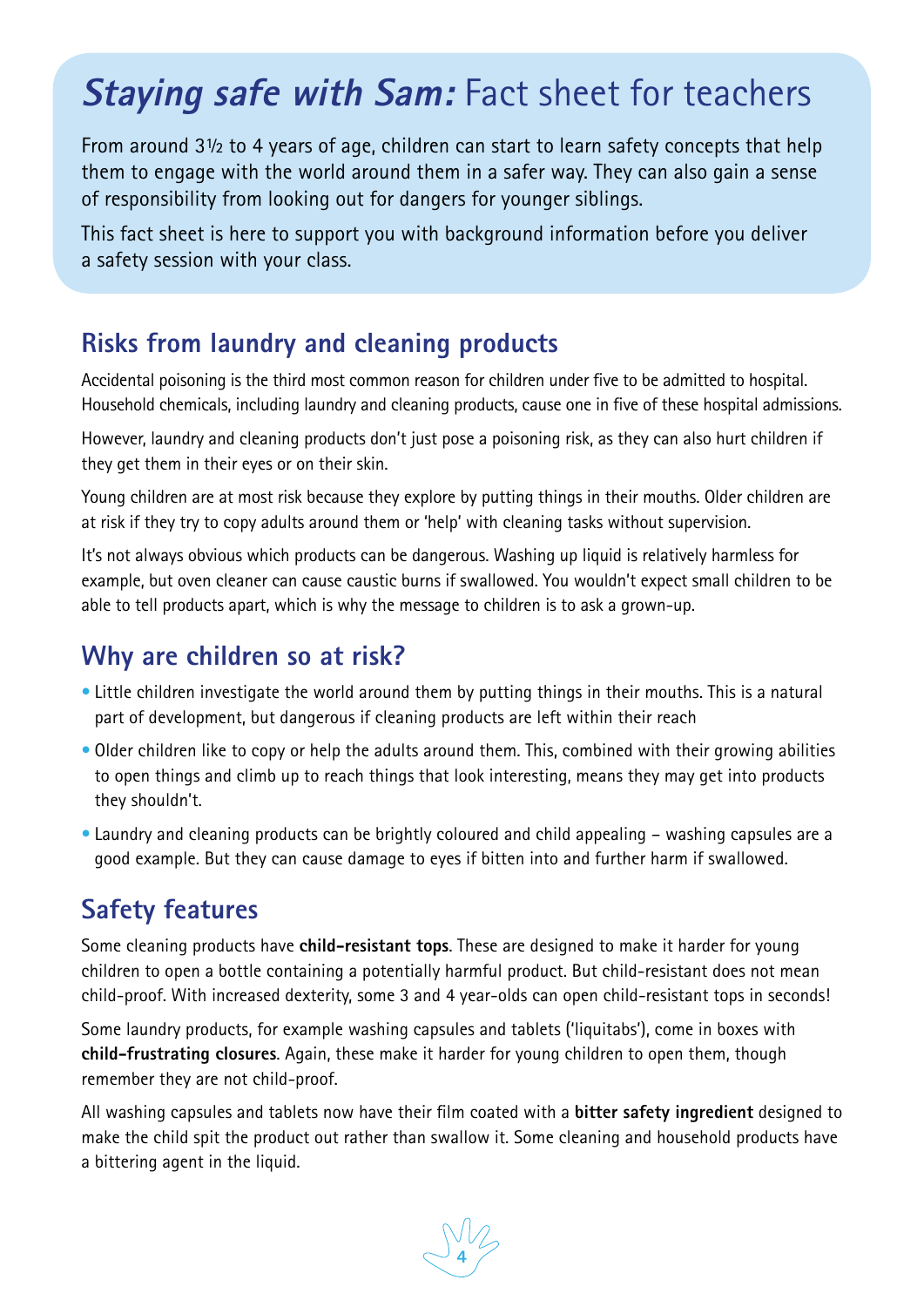# *Staying safe with Sam:* Fact sheet for teachers

From around 3½ to 4 years of age, children can start to learn safety concepts that help them to engage with the world around them in a safer way. They can also gain a sense of responsibility from looking out for dangers for younger siblings.

This fact sheet is here to support you with background information before you deliver a safety session with your class.

## Risks from laundry and cleaning products

Accidental poisoning is the third most common reason for children under five to be admitted to hospital. Household chemicals, including laundry and cleaning products, cause one in five of these hospital admissions.

However, laundry and cleaning products don't just pose a poisoning risk, as they can also hurt children if they get them in their eyes or on their skin.

Young children are at most risk because they explore by putting things in their mouths. Older children are at risk if they try to copy adults around them or 'help' with cleaning tasks without supervision.

It's not always obvious which products can be dangerous. Washing up liquid is relatively harmless for example, but oven cleaner can cause caustic burns if swallowed. You wouldn't expect small children to be able to tell products apart, which is why the message to children is to ask a grown-up.

## Why are children so at risk?

- Little children investigate the world around them by putting things in their mouths. This is a natural part of development, but dangerous if cleaning products are left within their reach
- Older children like to copy or help the adults around them. This, combined with their growing abilities to open things and climb up to reach things that look interesting, means they may get into products they shouldn't.
- Laundry and cleaning products can be brightly coloured and child appealing – washing capsules are a good example. But they can cause damage to eyes if bitten into and further harm if swallowed.

## Safety features

Some cleaning products have **child-resistant tops**. These are designed to make it harder for young children to open a bottle containing a potentially harmful product. But child-resistant does not mean child-proof. With increased dexterity, some 3 and 4 year-olds can open child-resistant tops in seconds!

Some laundry products, for example washing capsules and tablets ('liquitabs'), come in boxes with **child-frustrating closures**. Again, these make it harder for young children to open them, though remember they are not child-proof.

All washing capsules and tablets now have their film coated with a **bitter safety ingredient** designed to make the child spit the product out rather than swallow it. Some cleaning and household products have a bittering agent in the liquid.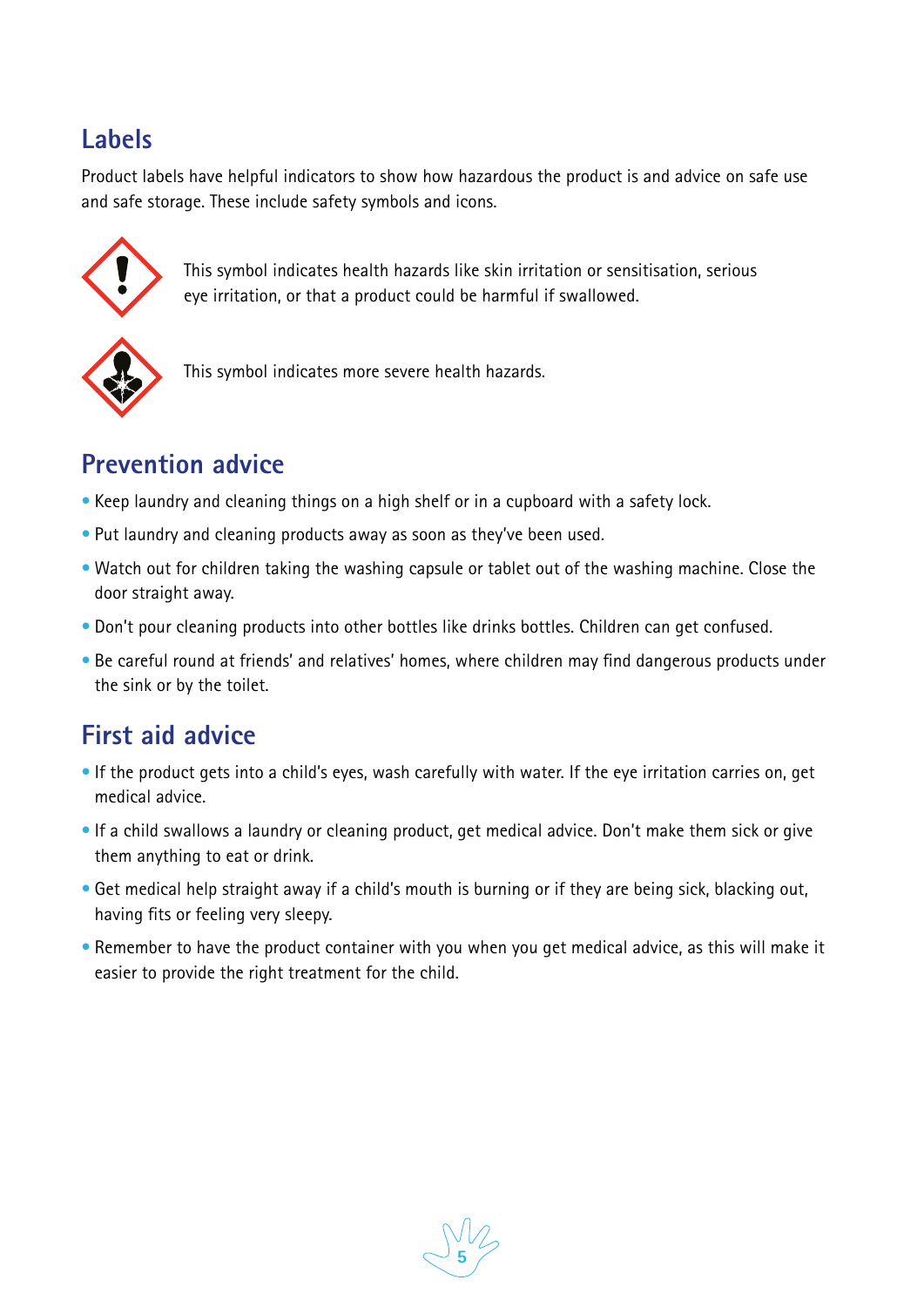## Labels

Product labels have helpful indicators to show how hazardous the product is and advice on safe use and safe storage. These include safety symbols and icons.

This symbol indicates health hazards like skin irritation or sensitisation, serious eye irritation, or that a product could be harmful if swallowed.

This symbol indicates more severe health hazards.

## Prevention advice

- Keep laundry and cleaning things on a high shelf or in a cupboard with a safety lock.
- Put laundry and cleaning products away as soon as they've been used.
- Watch out for children taking the washing capsule or tablet out of the washing machine. Close the door straight away.
- Don't pour cleaning products into other bottles like drinks bottles. Children can get confused.
- Be careful round at friends' and relatives' homes, where children may find dangerous products under the sink or by the toilet.

## First aid advice

- If the product gets into a child's eyes, wash carefully with water. If the eye irritation carries on, get medical advice.
- If a child swallows a laundry or cleaning product, get medical advice. Don't make them sick or give them anything to eat or drink.
- Get medical help straight away if a child's mouth is burning or if they are being sick, blacking out, having fits or feeling very sleepy.
- Remember to have the product container with you when you get medical advice, as this will make it easier to provide the right treatment for the child.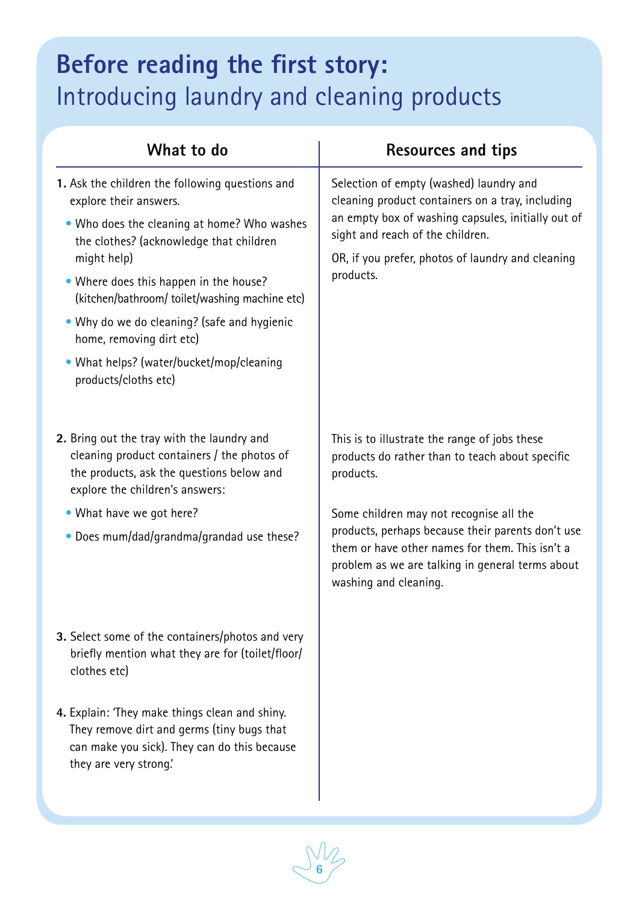# Before reading the first story:

## Introducing laundry and cleaning products

| What to do | Resources and tips |
|---|---|
| **1.** Ask the children the following questions and explore their answers.<br>• Who does the cleaning at home? Who washes the clothes? (acknowledge that children might help)<br>• Where does this happen in the house? (kitchen/bathroom/ toilet/washing machine etc)<br>• Why do we do cleaning? (safe and hygienic home, removing dirt etc)<br>• What helps? (water/bucket/mop/cleaning products/cloths etc) | Selection of empty (washed) laundry and cleaning product containers on a tray, including an empty box of washing capsules, initially out of sight and reach of the children.<br><br>OR, if you prefer, photos of laundry and cleaning products. |
| **2.** Bring out the tray with the laundry and cleaning product containers / the photos of the products, ask the questions below and explore the children's answers:<br>• What have we got here?<br>• Does mum/dad/grandma/grandad use these? | This is to illustrate the range of jobs these products do rather than to teach about specific products.<br><br>Some children may not recognise all the products, perhaps because their parents don't use them or have other names for them. This isn't a problem as we are talking in general terms about washing and cleaning. |
| **3.** Select some of the containers/photos and very briefly mention what they are for (toilet/floor/ clothes etc) | |
| **4.** Explain: 'They make things clean and shiny. They remove dirt and germs (tiny bugs that can make you sick). They can do this because they are very strong.' | |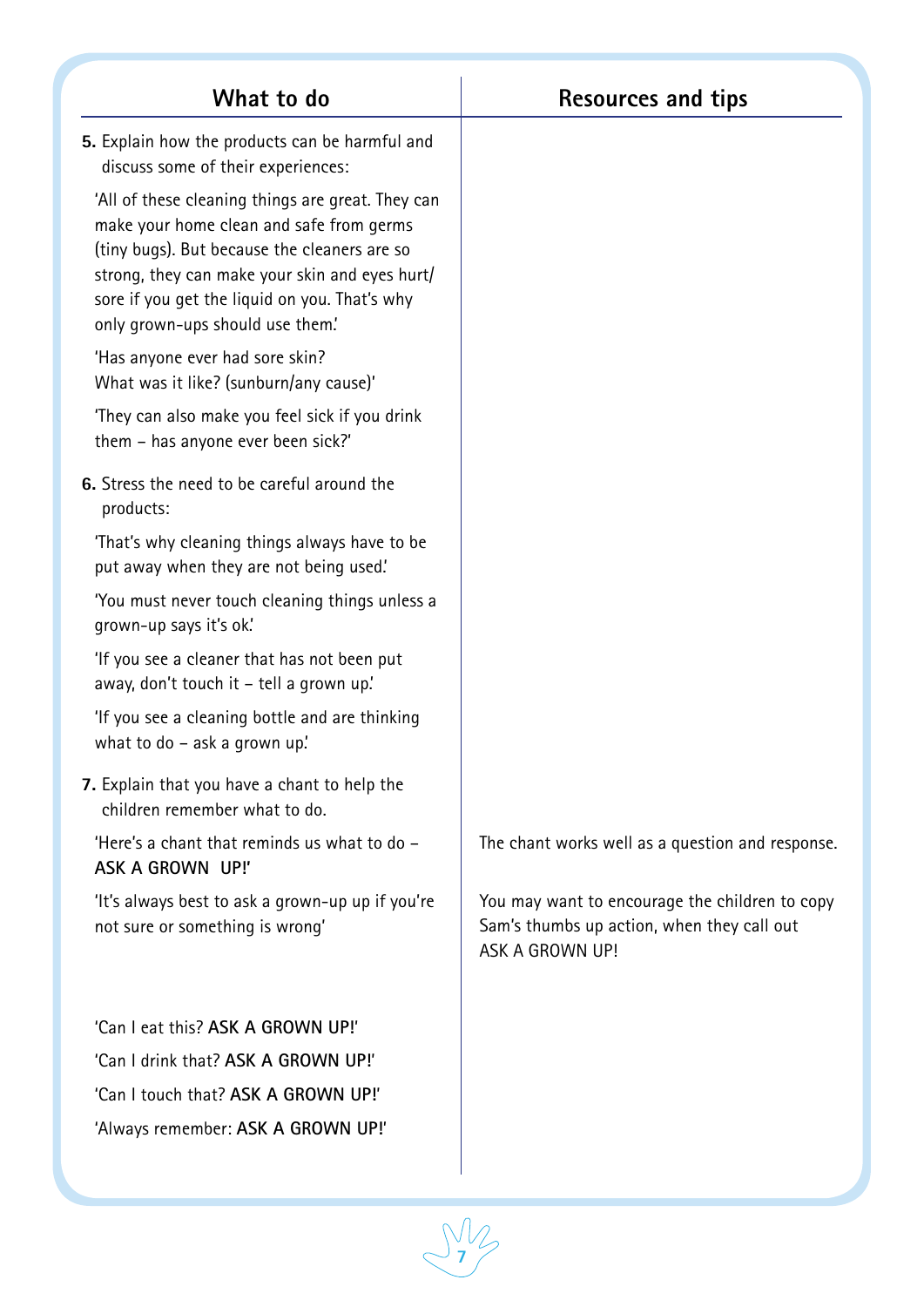| What to do | Resources and tips |
|---|---|
| **5.** Explain how the products can be harmful and discuss some of their experiences:<br><br>'All of these cleaning things are great. They can make your home clean and safe from germs (tiny bugs). But because the cleaners are so strong, they can make your skin and eyes hurt/sore if you get the liquid on you. That's why only grown-ups should use them.'<br><br>'Has anyone ever had sore skin?<br>What was it like? (sunburn/any cause)'<br><br>'They can also make you feel sick if you drink them – has anyone ever been sick?' | |
| **6.** Stress the need to be careful around the products:<br><br>'That's why cleaning things always have to be put away when they are not being used.'<br><br>'You must never touch cleaning things unless a grown-up says it's ok.'<br><br>'If you see a cleaner that has not been put away, don't touch it – tell a grown up.'<br><br>'If you see a cleaning bottle and are thinking what to do – ask a grown up.' | |
| **7.** Explain that you have a chant to help the children remember what to do.<br><br>'Here's a chant that reminds us what to do – **ASK A GROWN UP!**'<br><br>'It's always best to ask a grown-up up if you're not sure or something is wrong'<br><br>'Can I eat this? **ASK A GROWN UP!**'<br>'Can I drink that? **ASK A GROWN UP!**'<br>'Can I touch that? **ASK A GROWN UP!**'<br>'Always remember: **ASK A GROWN UP!**' | The chant works well as a question and response.<br><br>You may want to encourage the children to copy Sam's thumbs up action, when they call out ASK A GROWN UP! |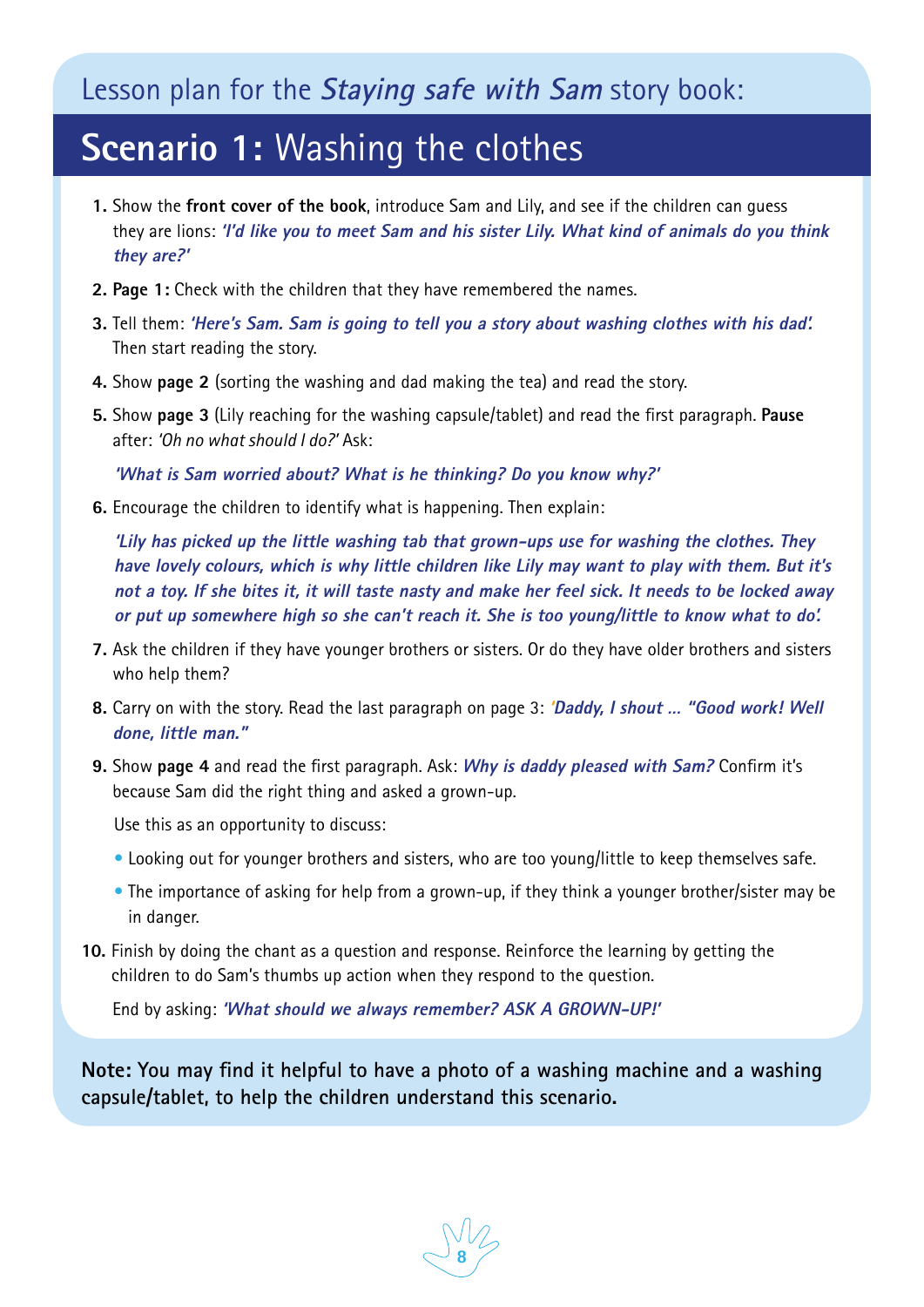## Lesson plan for the *Staying safe with Sam* story book:

# **Scenario 1:** Washing the clothes

1. Show the **front cover of the book**, introduce Sam and Lily, and see if the children can guess they are lions: ***'I'd like you to meet Sam and his sister Lily. What kind of animals do you think they are?'***
2. **Page 1:** Check with the children that they have remembered the names.
3. Tell them: ***'Here's Sam. Sam is going to tell you a story about washing clothes with his dad'.*** Then start reading the story.
4. Show **page 2** (sorting the washing and dad making the tea) and read the story.
5. Show **page 3** (Lily reaching for the washing capsule/tablet) and read the first paragraph. **Pause** after: *'Oh no what should I do?'* Ask:

   ***'What is Sam worried about? What is he thinking? Do you know why?'***

6. Encourage the children to identify what is happening. Then explain:

   ***'Lily has picked up the little washing tab that grown-ups use for washing the clothes. They have lovely colours, which is why little children like Lily may want to play with them. But it's not a toy. If she bites it, it will taste nasty and make her feel sick. It needs to be locked away or put up somewhere high so she can't reach it. She is too young/little to know what to do'.***

7. Ask the children if they have younger brothers or sisters. Or do they have older brothers and sisters who help them?
8. Carry on with the story. Read the last paragraph on page 3: ***'Daddy, I shout ... "Good work! Well done, little man."***
9. Show **page 4** and read the first paragraph. Ask: ***Why is daddy pleased with Sam?*** Confirm it's because Sam did the right thing and asked a grown-up.

   Use this as an opportunity to discuss:

   - Looking out for younger brothers and sisters, who are too young/little to keep themselves safe.
   - The importance of asking for help from a grown-up, if they think a younger brother/sister may be in danger.

10. Finish by doing the chant as a question and response. Reinforce the learning by getting the children to do Sam's thumbs up action when they respond to the question.

    End by asking: ***'What should we always remember? ASK A GROWN-UP!'***

**Note:** You may find it helpful to have a photo of a washing machine and a washing capsule/tablet, to help the children understand this scenario.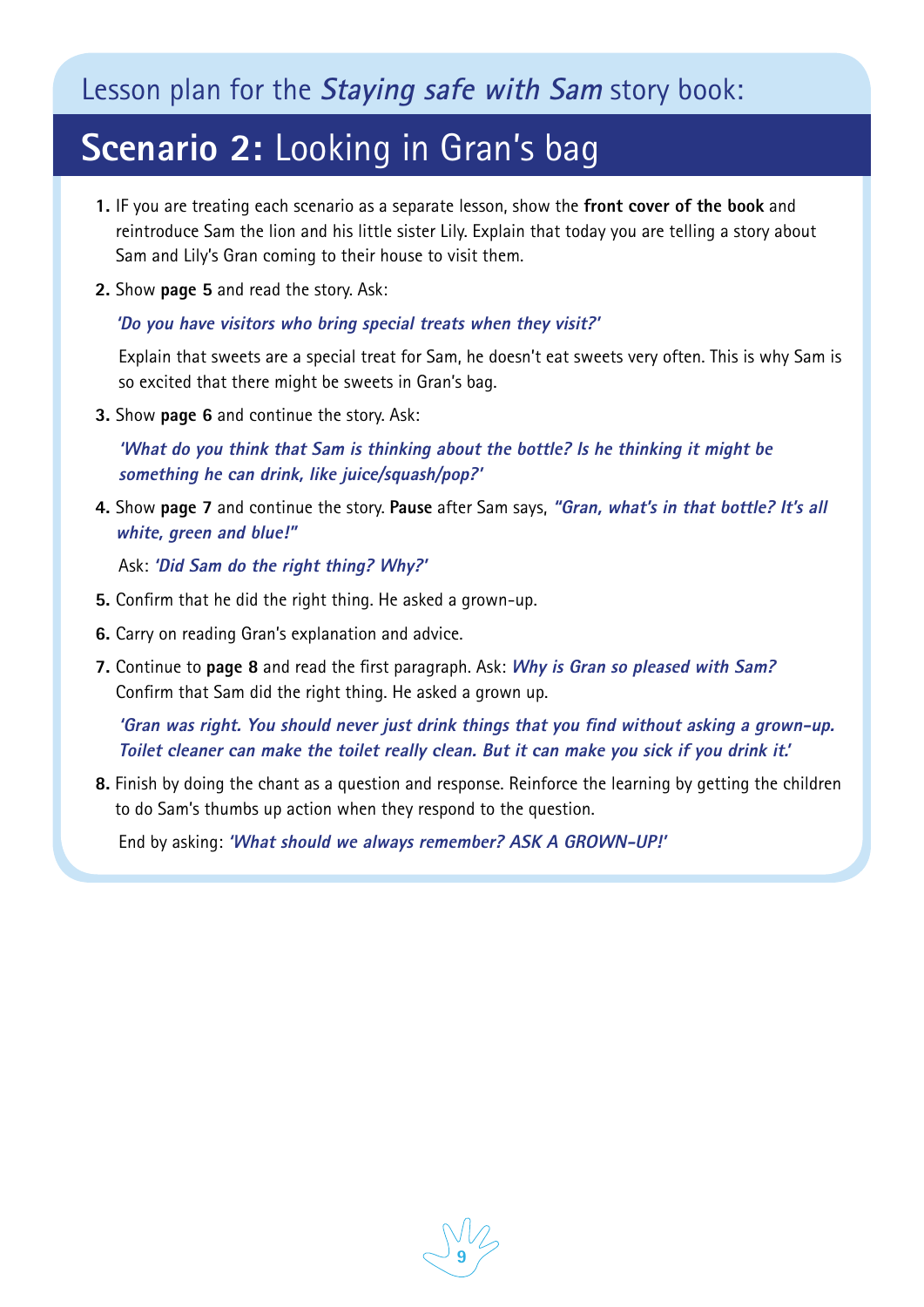## Lesson plan for the *Staying safe with Sam* story book:

# **Scenario 2:** Looking in Gran's bag

1. IF you are treating each scenario as a separate lesson, show the **front cover of the book** and reintroduce Sam the lion and his little sister Lily. Explain that today you are telling a story about Sam and Lily's Gran coming to their house to visit them.

2. Show **page 5** and read the story. Ask:

   ***'Do you have visitors who bring special treats when they visit?'***

   Explain that sweets are a special treat for Sam, he doesn't eat sweets very often. This is why Sam is so excited that there might be sweets in Gran's bag.

3. Show **page 6** and continue the story. Ask:

   ***'What do you think that Sam is thinking about the bottle? Is he thinking it might be something he can drink, like juice/squash/pop?'***

4. Show **page 7** and continue the story. **Pause** after Sam says, ***"Gran, what's in that bottle? It's all white, green and blue!"***

   Ask: ***'Did Sam do the right thing? Why?'***

5. Confirm that he did the right thing. He asked a grown-up.

6. Carry on reading Gran's explanation and advice.

7. Continue to **page 8** and read the first paragraph. Ask: ***Why is Gran so pleased with Sam?*** Confirm that Sam did the right thing. He asked a grown up.

   ***'Gran was right. You should never just drink things that you find without asking a grown-up. Toilet cleaner can make the toilet really clean. But it can make you sick if you drink it.'***

8. Finish by doing the chant as a question and response. Reinforce the learning by getting the children to do Sam's thumbs up action when they respond to the question.

   End by asking: ***'What should we always remember? ASK A GROWN-UP!'***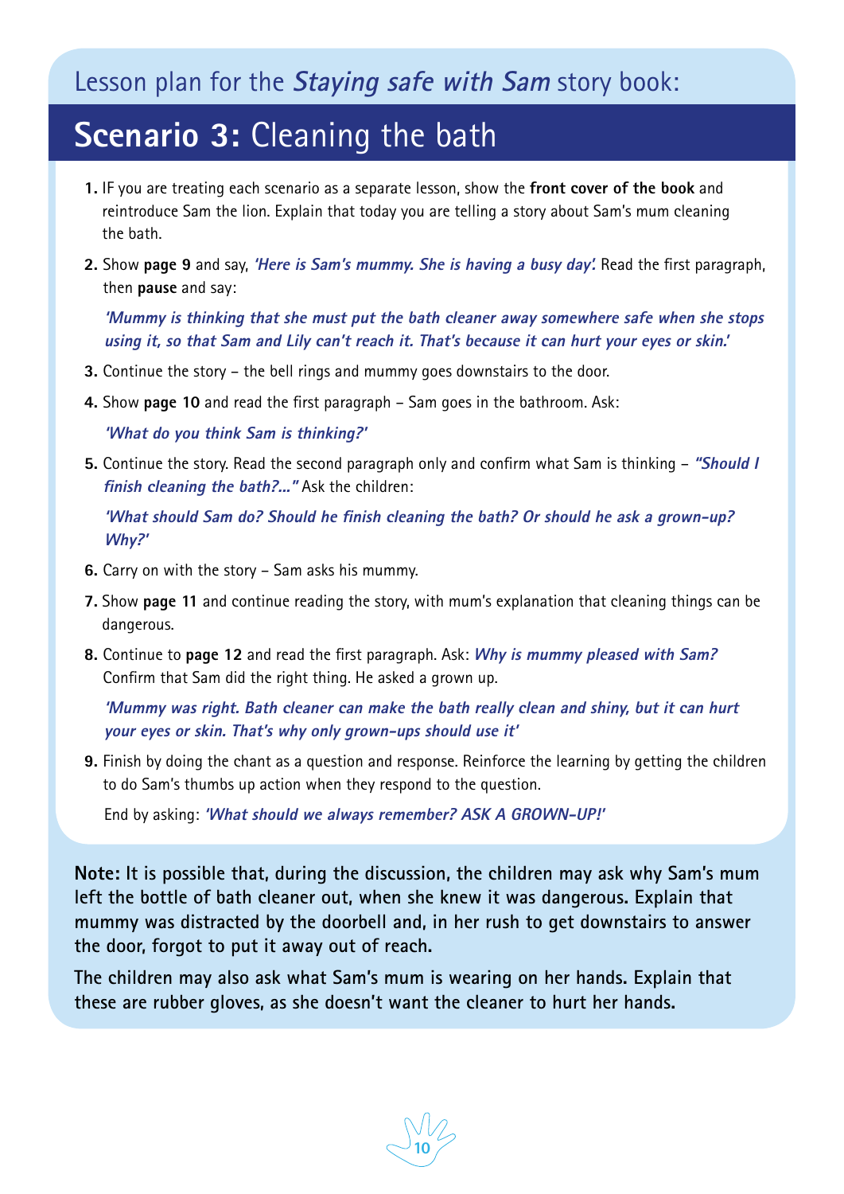Lesson plan for the *Staying safe with Sam* story book:

# **Scenario 3:** Cleaning the bath

1. IF you are treating each scenario as a separate lesson, show the **front cover of the book** and reintroduce Sam the lion. Explain that today you are telling a story about Sam's mum cleaning the bath.
2. Show **page 9** and say, ***'Here is Sam's mummy. She is having a busy day'.*** Read the first paragraph, then **pause** and say:

   ***'Mummy is thinking that she must put the bath cleaner away somewhere safe when she stops using it, so that Sam and Lily can't reach it. That's because it can hurt your eyes or skin.'***

3. Continue the story – the bell rings and mummy goes downstairs to the door.
4. Show **page 10** and read the first paragraph – Sam goes in the bathroom. Ask:

   ***'What do you think Sam is thinking?'***

5. Continue the story. Read the second paragraph only and confirm what Sam is thinking – ***"Should I finish cleaning the bath?..."*** Ask the children:

   ***'What should Sam do? Should he finish cleaning the bath? Or should he ask a grown-up? Why?'***

6. Carry on with the story – Sam asks his mummy.
7. Show **page 11** and continue reading the story, with mum's explanation that cleaning things can be dangerous.
8. Continue to **page 12** and read the first paragraph. Ask: ***Why is mummy pleased with Sam?*** Confirm that Sam did the right thing. He asked a grown up.

   ***'Mummy was right. Bath cleaner can make the bath really clean and shiny, but it can hurt your eyes or skin. That's why only grown-ups should use it'***

9. Finish by doing the chant as a question and response. Reinforce the learning by getting the children to do Sam's thumbs up action when they respond to the question.

   End by asking: ***'What should we always remember? ASK A GROWN-UP!'***

**Note:** It is possible that, during the discussion, the children may ask why Sam's mum left the bottle of bath cleaner out, when she knew it was dangerous. Explain that mummy was distracted by the doorbell and, in her rush to get downstairs to answer the door, forgot to put it away out of reach.

The children may also ask what Sam's mum is wearing on her hands. Explain that these are rubber gloves, as she doesn't want the cleaner to hurt her hands.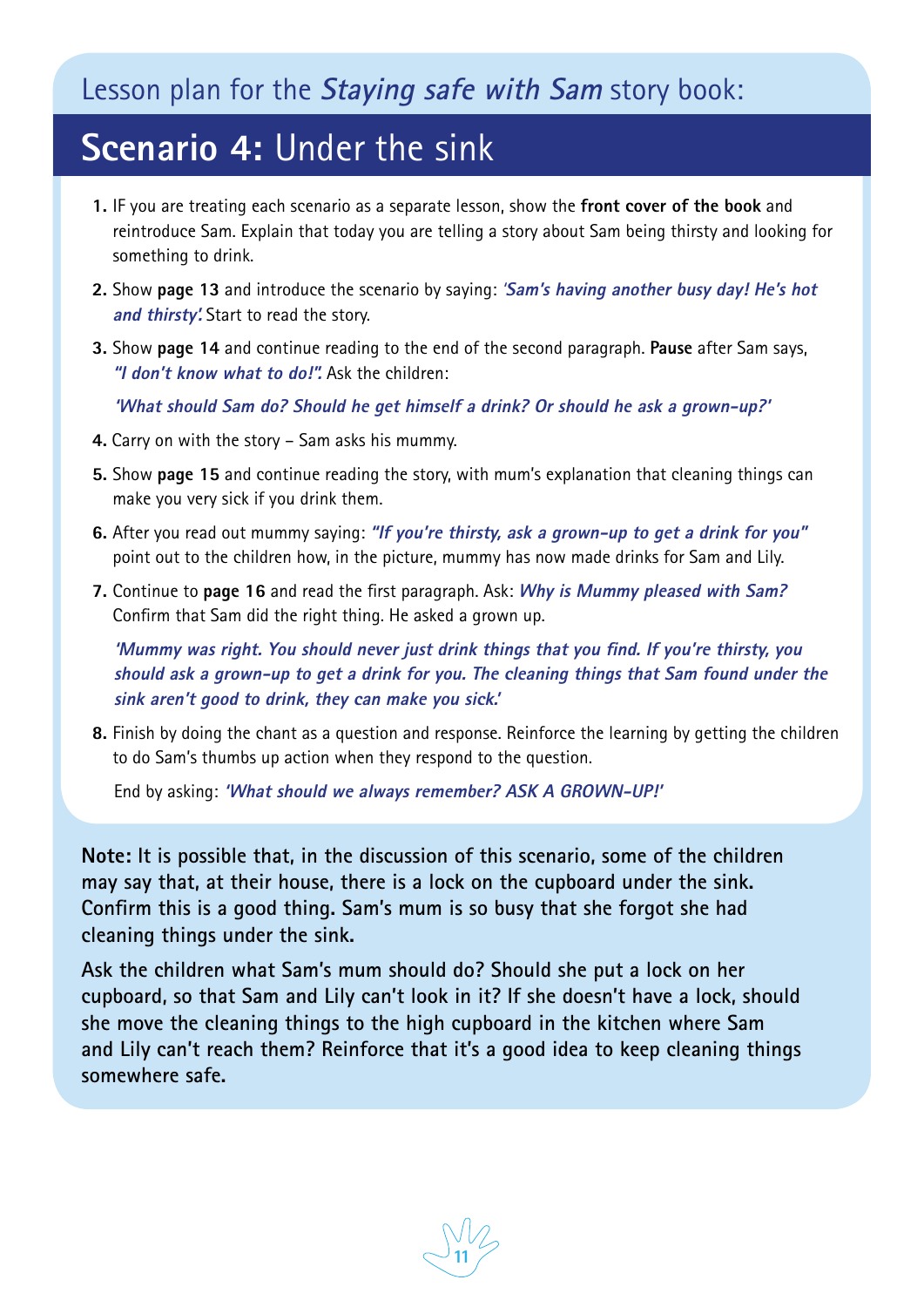## Lesson plan for the *Staying safe with Sam* story book:

# **Scenario 4:** Under the sink

1. IF you are treating each scenario as a separate lesson, show the **front cover of the book** and reintroduce Sam. Explain that today you are telling a story about Sam being thirsty and looking for something to drink.
2. Show **page 13** and introduce the scenario by saying: ***'Sam's having another busy day! He's hot and thirsty'.*** Start to read the story.
3. Show **page 14** and continue reading to the end of the second paragraph. **Pause** after Sam says, ***"I don't know what to do!".*** Ask the children:

   ***'What should Sam do? Should he get himself a drink? Or should he ask a grown-up?'***

4. Carry on with the story – Sam asks his mummy.
5. Show **page 15** and continue reading the story, with mum's explanation that cleaning things can make you very sick if you drink them.
6. After you read out mummy saying: ***"If you're thirsty, ask a grown-up to get a drink for you"*** point out to the children how, in the picture, mummy has now made drinks for Sam and Lily.
7. Continue to **page 16** and read the first paragraph. Ask: ***Why is Mummy pleased with Sam?*** Confirm that Sam did the right thing. He asked a grown up.

   ***'Mummy was right. You should never just drink things that you find. If you're thirsty, you should ask a grown-up to get a drink for you. The cleaning things that Sam found under the sink aren't good to drink, they can make you sick.'***

8. Finish by doing the chant as a question and response. Reinforce the learning by getting the children to do Sam's thumbs up action when they respond to the question.

   End by asking: ***'What should we always remember? ASK A GROWN-UP!'***

**Note:** It is possible that, in the discussion of this scenario, some of the children may say that, at their house, there is a lock on the cupboard under the sink. Confirm this is a good thing. Sam's mum is so busy that she forgot she had cleaning things under the sink.

Ask the children what Sam's mum should do? Should she put a lock on her cupboard, so that Sam and Lily can't look in it? If she doesn't have a lock, should she move the cleaning things to the high cupboard in the kitchen where Sam and Lily can't reach them? Reinforce that it's a good idea to keep cleaning things somewhere safe.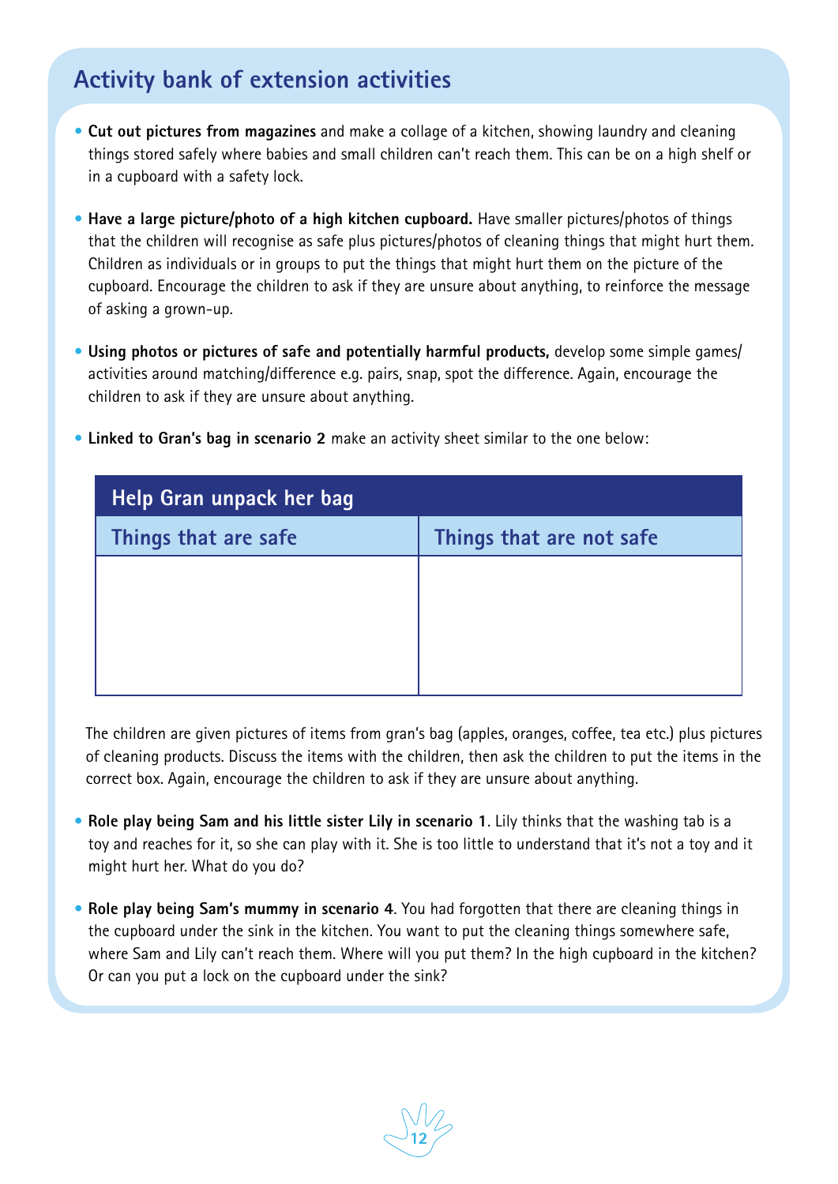## Activity bank of extension activities

- **Cut out pictures from magazines** and make a collage of a kitchen, showing laundry and cleaning things stored safely where babies and small children can't reach them. This can be on a high shelf or in a cupboard with a safety lock.

- **Have a large picture/photo of a high kitchen cupboard.** Have smaller pictures/photos of things that the children will recognise as safe plus pictures/photos of cleaning things that might hurt them. Children as individuals or in groups to put the things that might hurt them on the picture of the cupboard. Encourage the children to ask if they are unsure about anything, to reinforce the message of asking a grown-up.

- **Using photos or pictures of safe and potentially harmful products,** develop some simple games/ activities around matching/difference e.g. pairs, snap, spot the difference. Again, encourage the children to ask if they are unsure about anything.

- **Linked to Gran's bag in scenario 2** make an activity sheet similar to the one below:

| Help Gran unpack her bag | |
|---|---|
| **Things that are safe** | **Things that are not safe** |
| | |

The children are given pictures of items from gran's bag (apples, oranges, coffee, tea etc.) plus pictures of cleaning products. Discuss the items with the children, then ask the children to put the items in the correct box. Again, encourage the children to ask if they are unsure about anything.

- **Role play being Sam and his little sister Lily in scenario 1**. Lily thinks that the washing tab is a toy and reaches for it, so she can play with it. She is too little to understand that it's not a toy and it might hurt her. What do you do?

- **Role play being Sam's mummy in scenario 4**. You had forgotten that there are cleaning things in the cupboard under the sink in the kitchen. You want to put the cleaning things somewhere safe, where Sam and Lily can't reach them. Where will you put them? In the high cupboard in the kitchen? Or can you put a lock on the cupboard under the sink?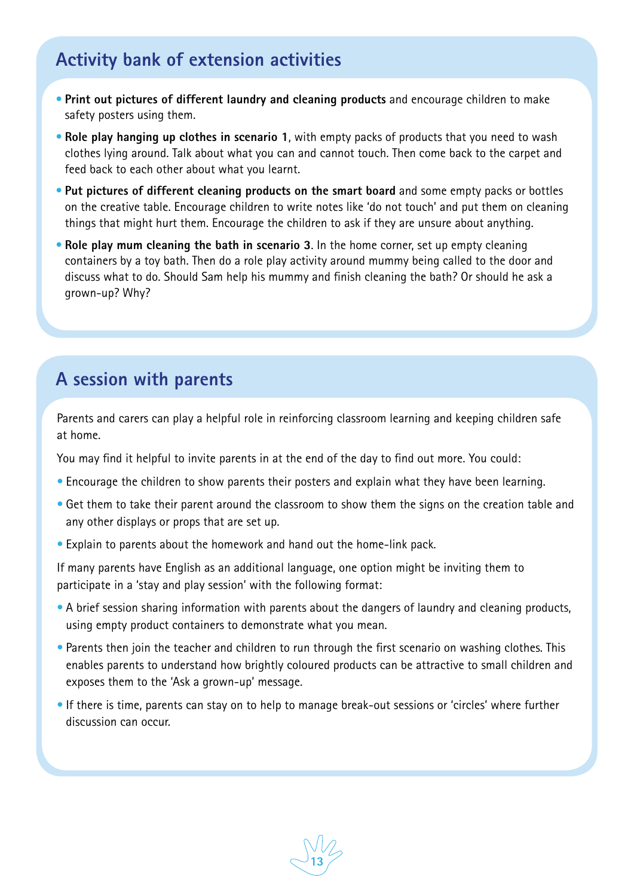## Activity bank of extension activities

- **Print out pictures of different laundry and cleaning products** and encourage children to make safety posters using them.
- **Role play hanging up clothes in scenario 1**, with empty packs of products that you need to wash clothes lying around. Talk about what you can and cannot touch. Then come back to the carpet and feed back to each other about what you learnt.
- **Put pictures of different cleaning products on the smart board** and some empty packs or bottles on the creative table. Encourage children to write notes like 'do not touch' and put them on cleaning things that might hurt them. Encourage the children to ask if they are unsure about anything.
- **Role play mum cleaning the bath in scenario 3**. In the home corner, set up empty cleaning containers by a toy bath. Then do a role play activity around mummy being called to the door and discuss what to do. Should Sam help his mummy and finish cleaning the bath? Or should he ask a grown-up? Why?

## A session with parents

Parents and carers can play a helpful role in reinforcing classroom learning and keeping children safe at home.

You may find it helpful to invite parents in at the end of the day to find out more. You could:

- Encourage the children to show parents their posters and explain what they have been learning.
- Get them to take their parent around the classroom to show them the signs on the creation table and any other displays or props that are set up.
- Explain to parents about the homework and hand out the home-link pack.

If many parents have English as an additional language, one option might be inviting them to participate in a 'stay and play session' with the following format:

- A brief session sharing information with parents about the dangers of laundry and cleaning products, using empty product containers to demonstrate what you mean.
- Parents then join the teacher and children to run through the first scenario on washing clothes. This enables parents to understand how brightly coloured products can be attractive to small children and exposes them to the 'Ask a grown-up' message.
- If there is time, parents can stay on to help to manage break-out sessions or 'circles' where further discussion can occur.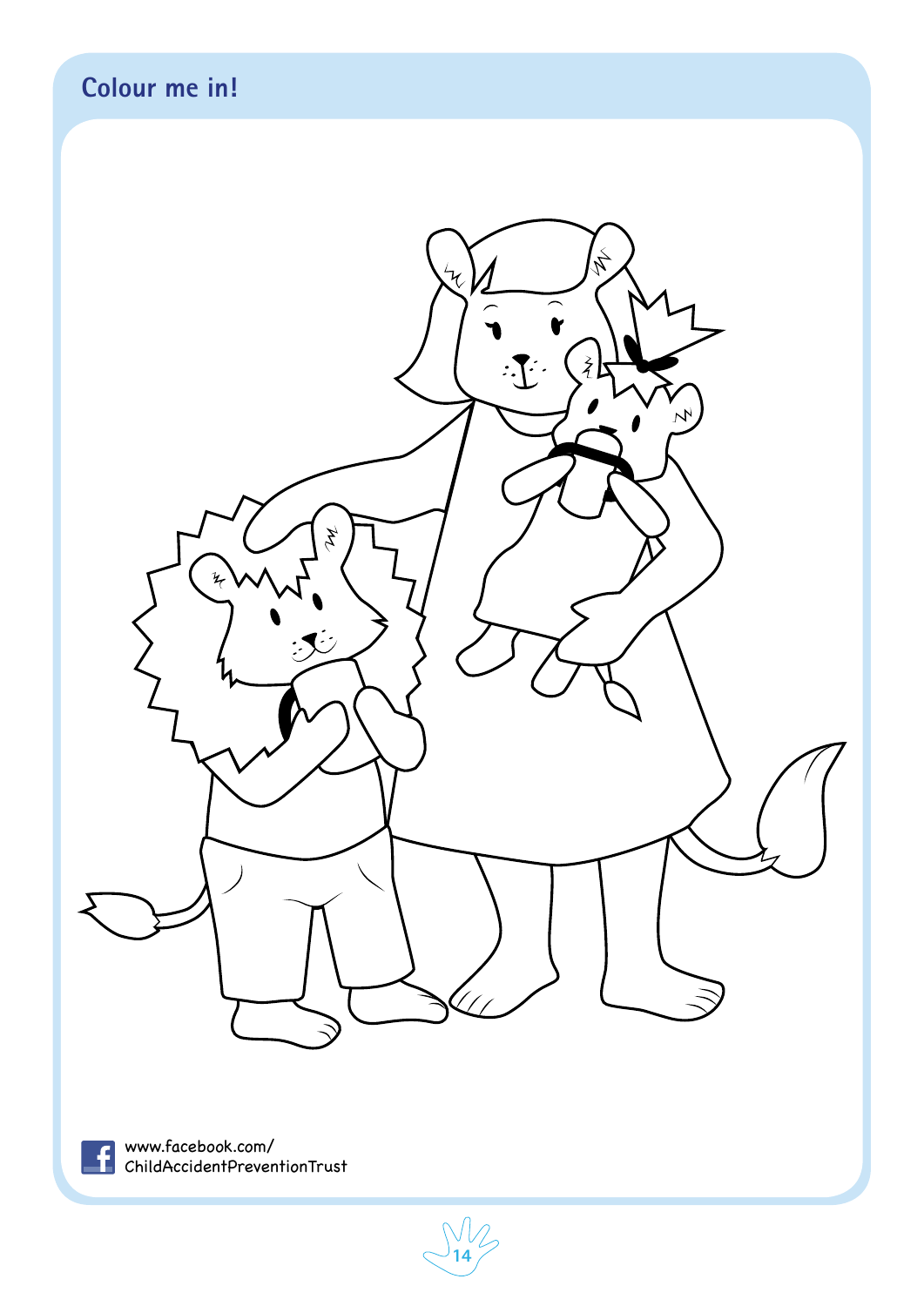## Colour me in!

www.facebook.com/
ChildAccidentPreventionTrust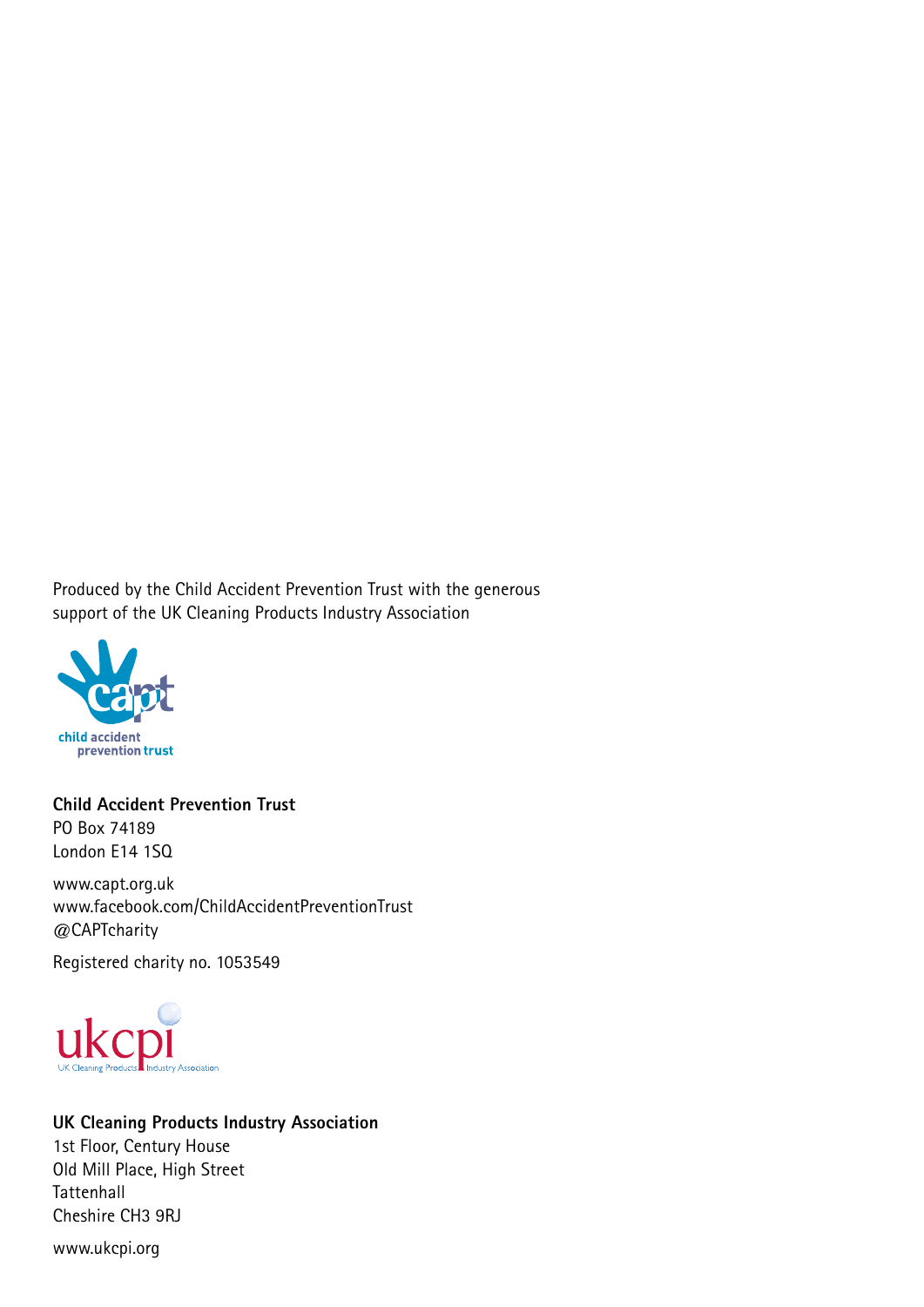Produced by the Child Accident Prevention Trust with the generous support of the UK Cleaning Products Industry Association

**Child Accident Prevention Trust**
PO Box 74189
London E14 1SQ

www.capt.org.uk
www.facebook.com/ChildAccidentPreventionTrust
@CAPTcharity

Registered charity no. 1053549

**UK Cleaning Products Industry Association**
1st Floor, Century House
Old Mill Place, High Street
Tattenhall
Cheshire CH3 9RJ

www.ukcpi.org